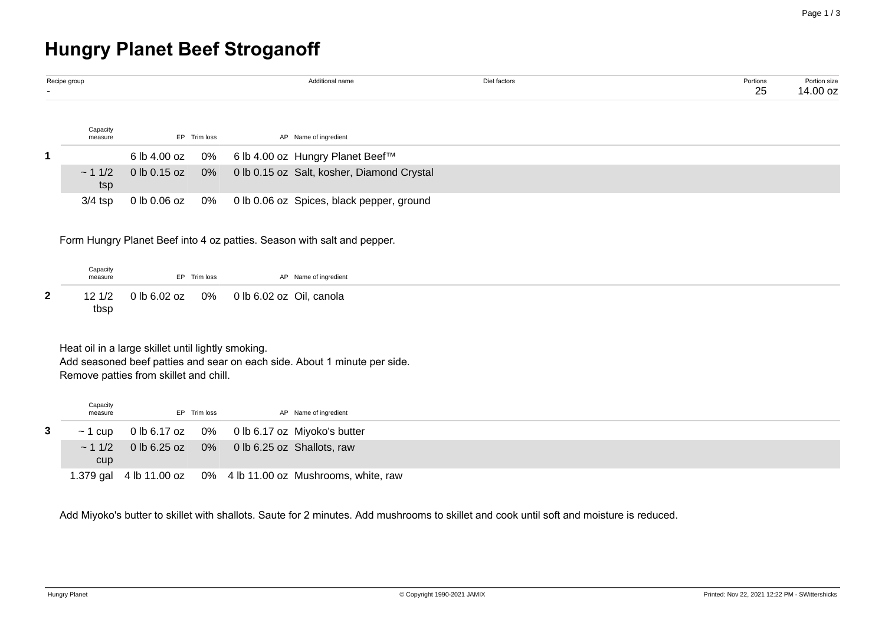# Hungry Planet Beef Stroganoff

| Recipe group | Additional name | Diet factors | Portions | Portion size |
|---|---|---|---|---|
| - | | | 25 | 14.00 oz |

| | Capacity measure | EP | Trim loss | AP | Name of ingredient |
|---|---|---|---|---|---|
| 1 | | 6 lb 4.00 oz | 0% | 6 lb 4.00 oz | Hungry Planet Beef™ |
| | ~ 1 1/2 tsp | 0 lb 0.15 oz | 0% | 0 lb 0.15 oz | Salt, kosher, Diamond Crystal |
| | 3/4 tsp | 0 lb 0.06 oz | 0% | 0 lb 0.06 oz | Spices, black pepper, ground |

Form Hungry Planet Beef into 4 oz patties. Season with salt and pepper.

| | Capacity measure | EP | Trim loss | AP | Name of ingredient |
|---|---|---|---|---|---|
| 2 | 12 1/2 tbsp | 0 lb 6.02 oz | 0% | 0 lb 6.02 oz | Oil, canola |

Heat oil in a large skillet until lightly smoking.
Add seasoned beef patties and sear on each side. About 1 minute per side.
Remove patties from skillet and chill.

| | Capacity measure | EP | Trim loss | AP | Name of ingredient |
|---|---|---|---|---|---|
| 3 | ~ 1 cup | 0 lb 6.17 oz | 0% | 0 lb 6.17 oz | Miyoko's butter |
| | ~ 1 1/2 cup | 0 lb 6.25 oz | 0% | 0 lb 6.25 oz | Shallots, raw |
| | 1.379 gal | 4 lb 11.00 oz | 0% | 4 lb 11.00 oz | Mushrooms, white, raw |

Add Miyoko's butter to skillet with shallots. Saute for 2 minutes. Add mushrooms to skillet and cook until soft and moisture is reduced.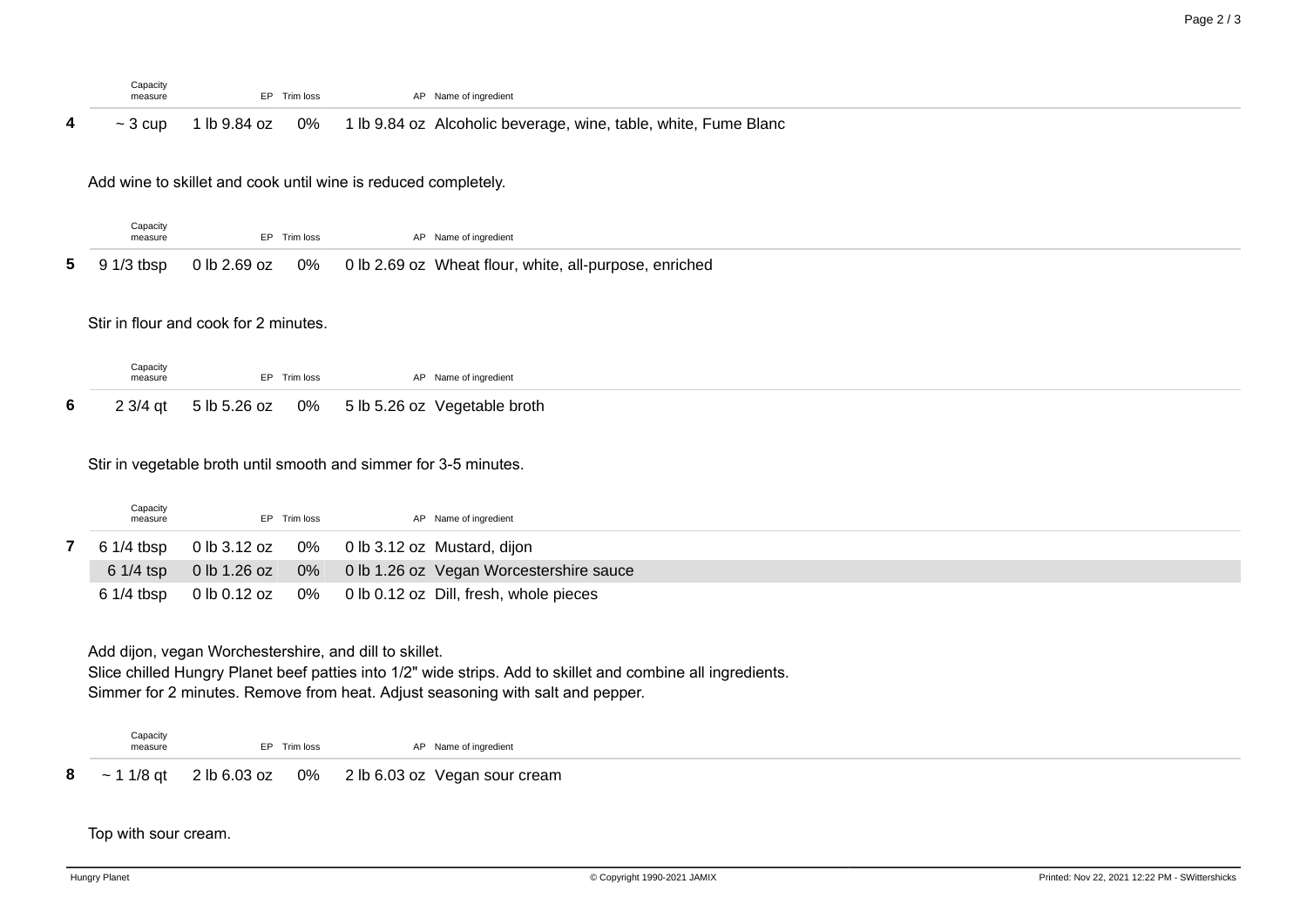| | Capacity measure | EP | Trim loss | AP | Name of ingredient |
|---|---|---|---|---|---|
| **4** | ~ 3 cup | 1 lb 9.84 oz | 0% | 1 lb 9.84 oz | Alcoholic beverage, wine, table, white, Fume Blanc |

Add wine to skillet and cook until wine is reduced completely.

| | Capacity measure | EP | Trim loss | AP | Name of ingredient |
|---|---|---|---|---|---|
| **5** | 9 1/3 tbsp | 0 lb 2.69 oz | 0% | 0 lb 2.69 oz | Wheat flour, white, all-purpose, enriched |

Stir in flour and cook for 2 minutes.

| | Capacity measure | EP | Trim loss | AP | Name of ingredient |
|---|---|---|---|---|---|
| **6** | 2 3/4 qt | 5 lb 5.26 oz | 0% | 5 lb 5.26 oz | Vegetable broth |

Stir in vegetable broth until smooth and simmer for 3-5 minutes.

| | Capacity measure | EP | Trim loss | AP | Name of ingredient |
|---|---|---|---|---|---|
| **7** | 6 1/4 tbsp | 0 lb 3.12 oz | 0% | 0 lb 3.12 oz | Mustard, dijon |
| | 6 1/4 tsp | 0 lb 1.26 oz | 0% | 0 lb 1.26 oz | Vegan Worcestershire sauce |
| | 6 1/4 tbsp | 0 lb 0.12 oz | 0% | 0 lb 0.12 oz | Dill, fresh, whole pieces |

Add dijon, vegan Worchestershire, and dill to skillet.
Slice chilled Hungry Planet beef patties into 1/2" wide strips. Add to skillet and combine all ingredients.
Simmer for 2 minutes. Remove from heat. Adjust seasoning with salt and pepper.

| | Capacity measure | EP | Trim loss | AP | Name of ingredient |
|---|---|---|---|---|---|
| **8** | ~ 1 1/8 qt | 2 lb 6.03 oz | 0% | 2 lb 6.03 oz | Vegan sour cream |

Top with sour cream.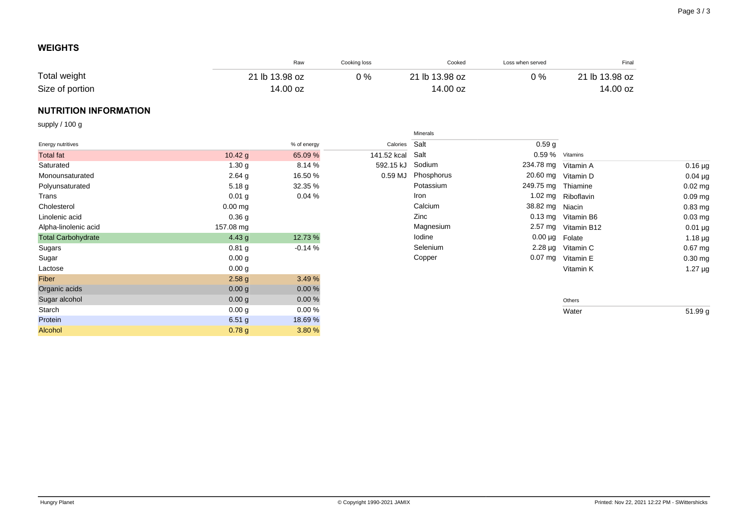## WEIGHTS

| | Raw | Cooking loss | Cooked | Loss when served | Final |
|---|---|---|---|---|---|
| Total weight | 21 lb 13.98 oz | 0 % | 21 lb 13.98 oz | 0 % | 21 lb 13.98 oz |
| Size of portion | 14.00 oz | | 14.00 oz | | 14.00 oz |

## NUTRITION INFORMATION

supply / 100 g

| Energy nutritives | | % of energy |
|---|---|---|
| Total fat | 10.42 g | 65.09 % |
| Saturated | 1.30 g | 8.14 % |
| Monounsaturated | 2.64 g | 16.50 % |
| Polyunsaturated | 5.18 g | 32.35 % |
| Trans | 0.01 g | 0.04 % |
| Cholesterol | 0.00 mg | |
| Linolenic acid | 0.36 g | |
| Alpha-linolenic acid | 157.08 mg | |
| Total Carbohydrate | 4.43 g | 12.73 % |
| Sugars | 0.81 g | -0.14 % |
| Sugar | 0.00 g | |
| Lactose | 0.00 g | |
| Fiber | 2.58 g | 3.49 % |
| Organic acids | 0.00 g | 0.00 % |
| Sugar alcohol | 0.00 g | 0.00 % |
| Starch | 0.00 g | 0.00 % |
| Protein | 6.51 g | 18.69 % |
| Alcohol | 0.78 g | 3.80 % |

| Calories |
|---|
| 141.52 kcal |
| 592.15 kJ |
| 0.59 MJ |

| Minerals | |
|---|---|
| Salt | 0.59 g |
| Salt | 0.59 % |
| Sodium | 234.78 mg |
| Phosphorus | 20.60 mg |
| Potassium | 249.75 mg |
| Iron | 1.02 mg |
| Calcium | 38.82 mg |
| Zinc | 0.13 mg |
| Magnesium | 2.57 mg |
| Iodine | 0.00 µg |
| Selenium | 2.28 µg |
| Copper | 0.07 mg |

| Vitamins | |
|---|---|
| Vitamin A | 0.16 µg |
| Vitamin D | 0.04 µg |
| Thiamine | 0.02 mg |
| Riboflavin | 0.09 mg |
| Niacin | 0.83 mg |
| Vitamin B6 | 0.03 mg |
| Vitamin B12 | 0.01 µg |
| Folate | 1.18 µg |
| Vitamin C | 0.67 mg |
| Vitamin E | 0.30 mg |
| Vitamin K | 1.27 µg |

| Others | |
|---|---|
| Water | 51.99 g |

Hungry Planet | © Copyright 1990-2021 JAMIX | Printed: Nov 22, 2021 12:22 PM - SWittershicks